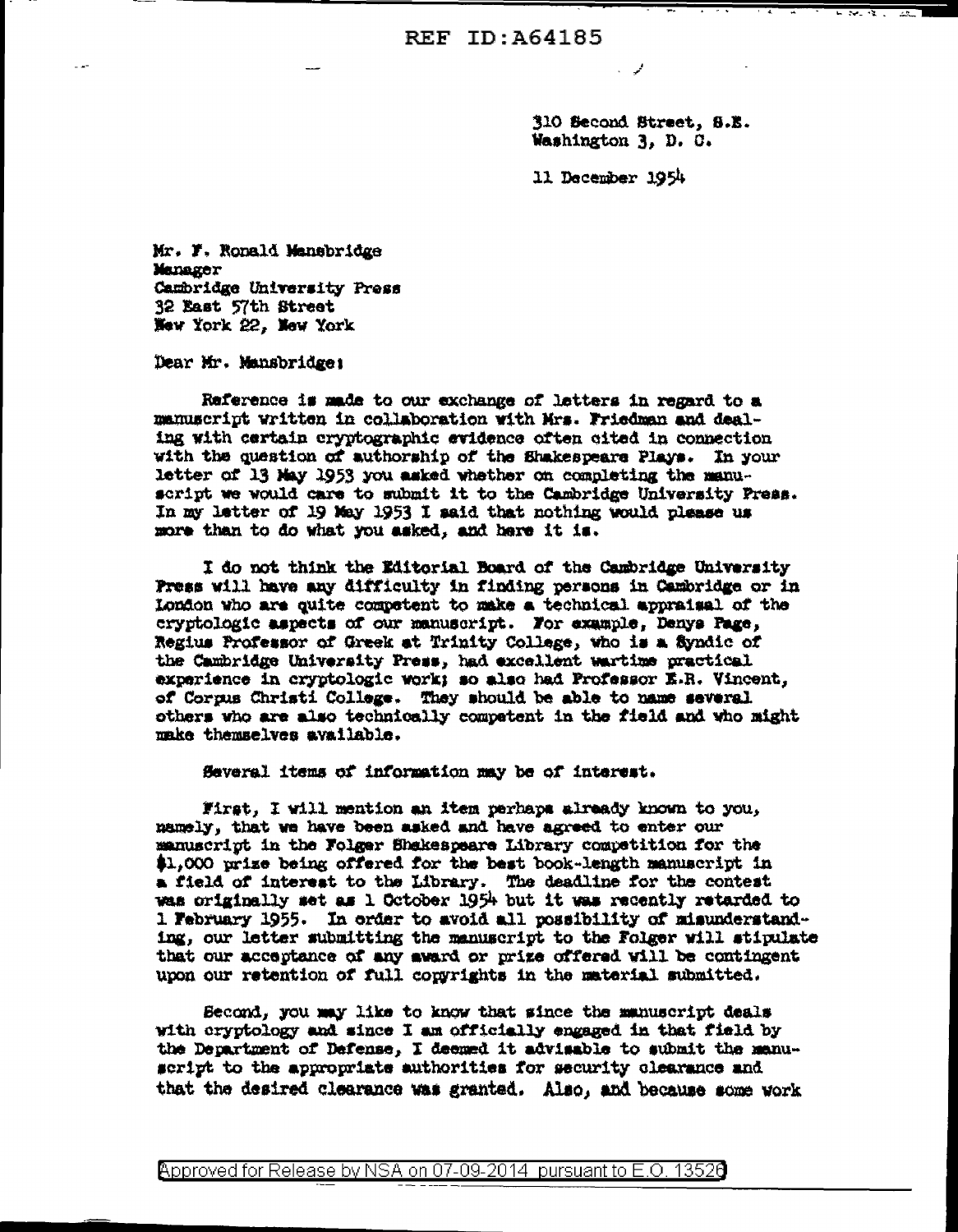REF ID:A64185

310 Second Street, S.E.
Washington 3, D. C.

11 December 1954

Mr. F. Ronald Mansbridge
Manager
Cambridge University Press
32 East 57th Street
New York 22, New York

Dear Mr. Mansbridge:

Reference is made to our exchange of letters in regard to a manuscript written in collaboration with Mrs. Friedman and dealing with certain cryptographic evidence often cited in connection with the question of authorship of the Shakespeare Plays. In your letter of 13 May 1953 you asked whether on completing the manuscript we would care to submit it to the Cambridge University Press. In my letter of 19 May 1953 I said that nothing would please us more than to do what you asked, and here it is.

I do not think the Editorial Board of the Cambridge University Press will have any difficulty in finding persons in Cambridge or in London who are quite competent to make a technical appraisal of the cryptologic aspects of our manuscript. For example, Denys Page, Regius Professor of Greek at Trinity College, who is a Syndic of the Cambridge University Press, had excellent wartime practical experience in cryptologic work; so also had Professor E.R. Vincent, of Corpus Christi College. They should be able to name several others who are also technically competent in the field and who might make themselves available.

Several items of information may be of interest.

First, I will mention an item perhaps already known to you, namely, that we have been asked and have agreed to enter our manuscript in the Folger Shakespeare Library competition for the $1,000 prize being offered for the best book-length manuscript in a field of interest to the Library. The deadline for the contest was originally set as 1 October 1954 but it was recently retarded to 1 February 1955. In order to avoid all possibility of misunderstanding, our letter submitting the manuscript to the Folger will stipulate that our acceptance of any award or prize offered will be contingent upon our retention of full copyrights in the material submitted.

Second, you may like to know that since the manuscript deals with cryptology and since I am officially engaged in that field by the Department of Defense, I deemed it advisable to submit the manuscript to the appropriate authorities for security clearance and that the desired clearance was granted. Also, and because some work

Approved for Release by NSA on 07-09-2014 pursuant to E.O. 13526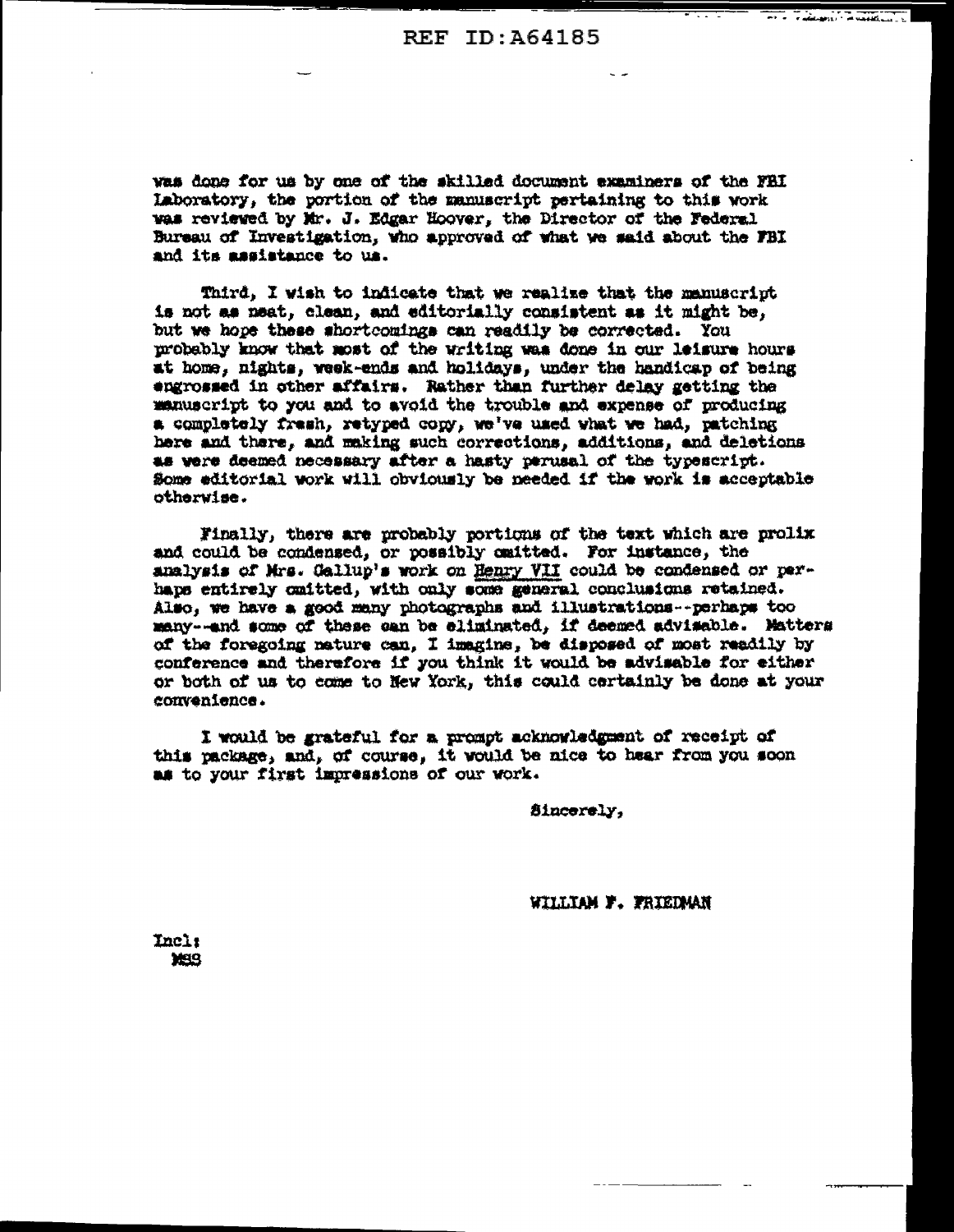was done for us by one of the skilled document examiners of the FBI Laboratory, the portion of the manuscript pertaining to this work was reviewed by Mr. J. Edgar Hoover, the Director of the Federal Bureau of Investigation, who approved of what we said about the FBI and its assistance to us.

Third, I wish to indicate that we realize that the manuscript is not as neat, clean, and editorially consistent as it might be, but we hope these shortcomings can readily be corrected. You probably know that most of the writing was done in our leisure hours at home, nights, week-ends and holidays, under the handicap of being engrossed in other affairs. Rather than further delay getting the manuscript to you and to avoid the trouble and expense of producing a completely fresh, retyped copy, we've used what we had, patching here and there, and making such corrections, additions, and deletions as were deemed necessary after a hasty perusal of the typescript. Some editorial work will obviously be needed if the work is acceptable otherwise.

Finally, there are probably portions of the text which are prolix and could be condensed, or possibly omitted. For instance, the analysis of Mrs. Gallup's work on Henry VII could be condensed or perhaps entirely omitted, with only some general conclusions retained. Also, we have a good many photographs and illustrations--perhaps too many--and some of these can be eliminated, if deemed advisable. Matters of the foregoing nature can, I imagine, be disposed of most readily by conference and therefore if you think it would be advisable for either or both of us to come to New York, this could certainly be done at your convenience.

I would be grateful for a prompt acknowledgment of receipt of this package, and, of course, it would be nice to hear from you soon as to your first impressions of our work.

Sincerely,

WILLIAM F. FRIEDMAN

Incl:
MSS